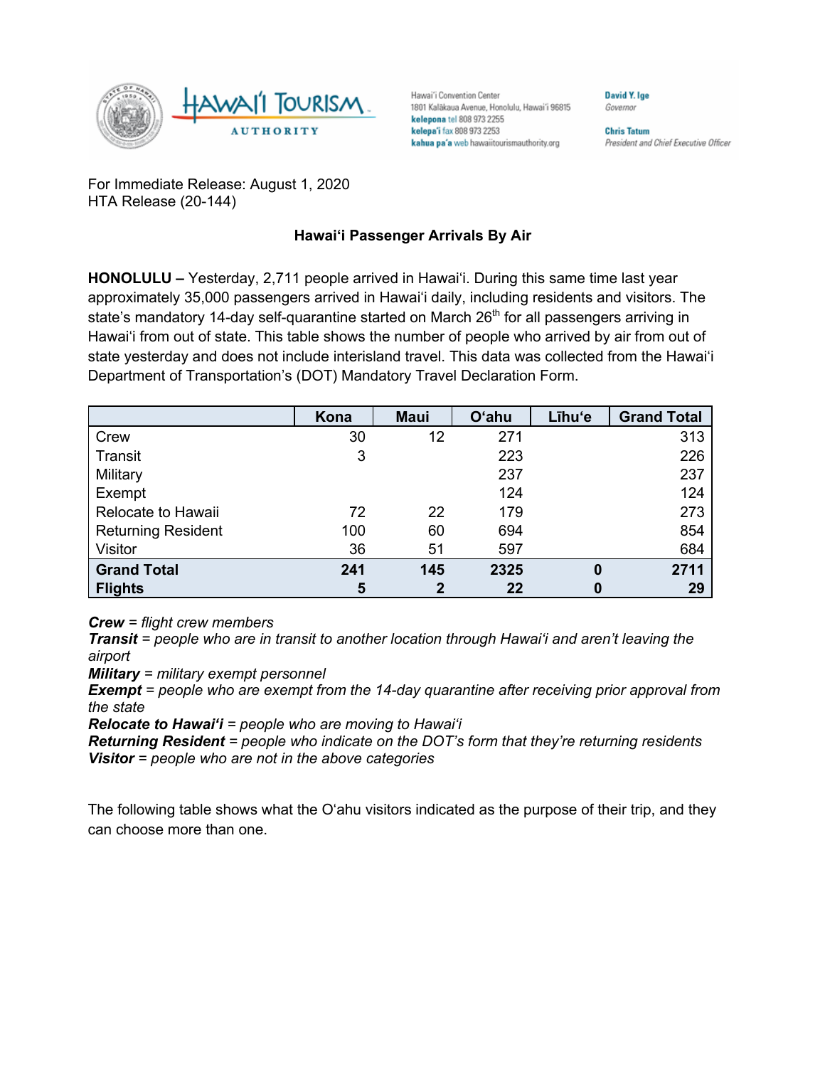Hawai'i Convention Center
1801 Kalākaua Avenue, Honolulu, Hawai'i 96815
**kelepona** tel 808 973 2255
**kelepa'i** fax 808 973 2253
**kahua pa'a** web hawaiitourismauthority.org

**David Y. Ige**
*Governor*

**Chris Tatum**
*President and Chief Executive Officer*

For Immediate Release: August 1, 2020
HTA Release (20-144)

## Hawaiʻi Passenger Arrivals By Air

**HONOLULU –** Yesterday, 2,711 people arrived in Hawaiʻi. During this same time last year approximately 35,000 passengers arrived in Hawaiʻi daily, including residents and visitors. The state's mandatory 14-day self-quarantine started on March 26th for all passengers arriving in Hawaiʻi from out of state. This table shows the number of people who arrived by air from out of state yesterday and does not include interisland travel. This data was collected from the Hawaiʻi Department of Transportation's (DOT) Mandatory Travel Declaration Form.

| | Kona | Maui | Oʻahu | Līhuʻe | Grand Total |
|---|---|---|---|---|---|
| Crew | 30 | 12 | 271 | | 313 |
| Transit | 3 | | 223 | | 226 |
| Military | | | 237 | | 237 |
| Exempt | | | 124 | | 124 |
| Relocate to Hawaii | 72 | 22 | 179 | | 273 |
| Returning Resident | 100 | 60 | 694 | | 854 |
| Visitor | 36 | 51 | 597 | | 684 |
| **Grand Total** | **241** | **145** | **2325** | **0** | **2711** |
| **Flights** | **5** | **2** | **22** | **0** | **29** |

***Crew*** *= flight crew members*
***Transit*** *= people who are in transit to another location through Hawaiʻi and aren't leaving the airport*
***Military*** *= military exempt personnel*
***Exempt*** *= people who are exempt from the 14-day quarantine after receiving prior approval from the state*
***Relocate to Hawaiʻi*** *= people who are moving to Hawaiʻi*
***Returning Resident*** *= people who indicate on the DOT's form that they're returning residents*
***Visitor*** *= people who are not in the above categories*

The following table shows what the Oʻahu visitors indicated as the purpose of their trip, and they can choose more than one.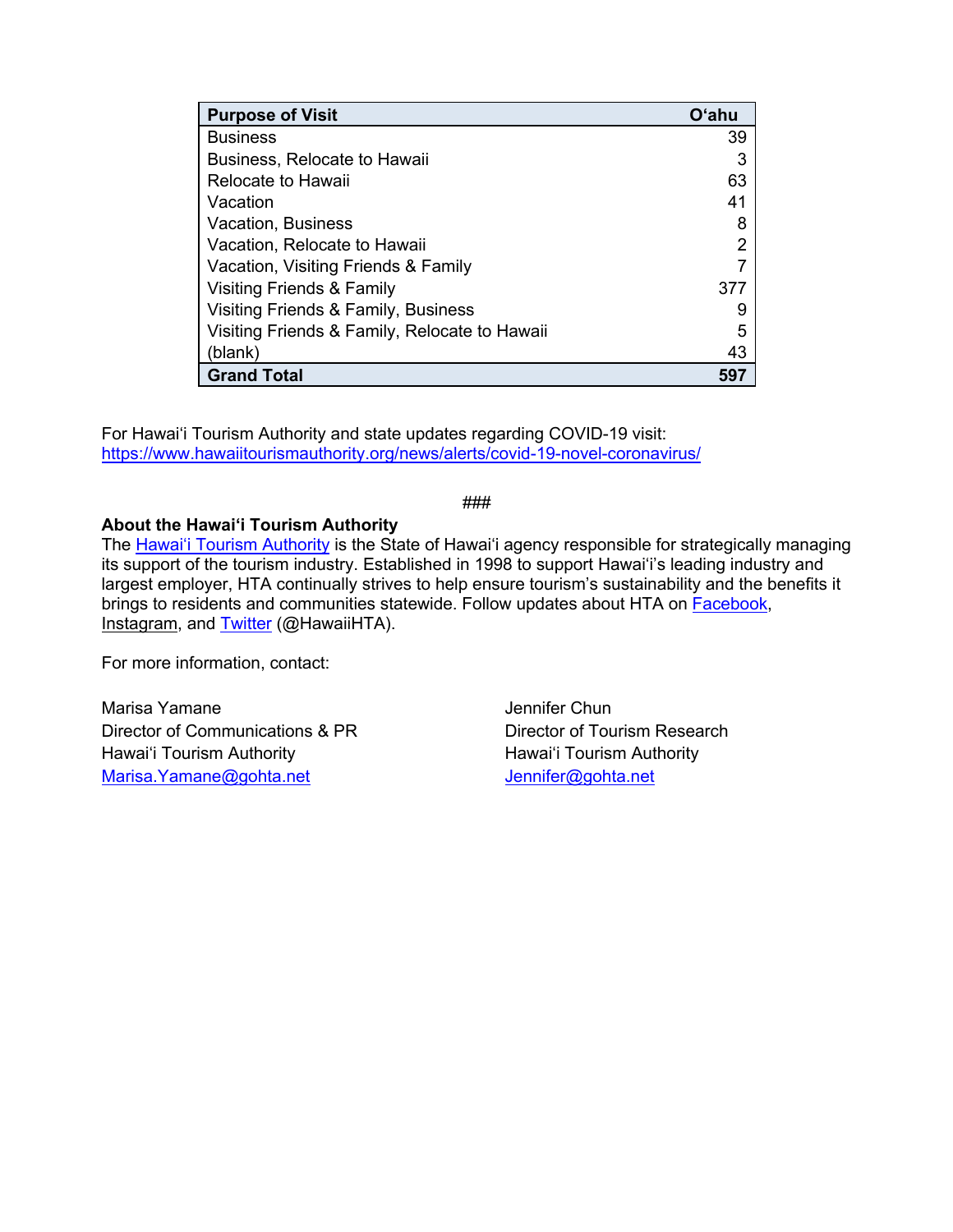| Purpose of Visit | O'ahu |
|---|---|
| Business | 39 |
| Business, Relocate to Hawaii | 3 |
| Relocate to Hawaii | 63 |
| Vacation | 41 |
| Vacation, Business | 8 |
| Vacation, Relocate to Hawaii | 2 |
| Vacation, Visiting Friends & Family | 7 |
| Visiting Friends & Family | 377 |
| Visiting Friends & Family, Business | 9 |
| Visiting Friends & Family, Relocate to Hawaii | 5 |
| (blank) | 43 |
| **Grand Total** | **597** |

For Hawai'i Tourism Authority and state updates regarding COVID-19 visit: https://www.hawaiitourismauthority.org/news/alerts/covid-19-novel-coronavirus/

###

**About the Hawai'i Tourism Authority**

The Hawai'i Tourism Authority is the State of Hawai'i agency responsible for strategically managing its support of the tourism industry. Established in 1998 to support Hawai'i's leading industry and largest employer, HTA continually strives to help ensure tourism's sustainability and the benefits it brings to residents and communities statewide. Follow updates about HTA on Facebook, Instagram, and Twitter (@HawaiiHTA).

For more information, contact:

Marisa Yamane
Director of Communications & PR
Hawai'i Tourism Authority
Marisa.Yamane@gohta.net

Jennifer Chun
Director of Tourism Research
Hawai'i Tourism Authority
Jennifer@gohta.net